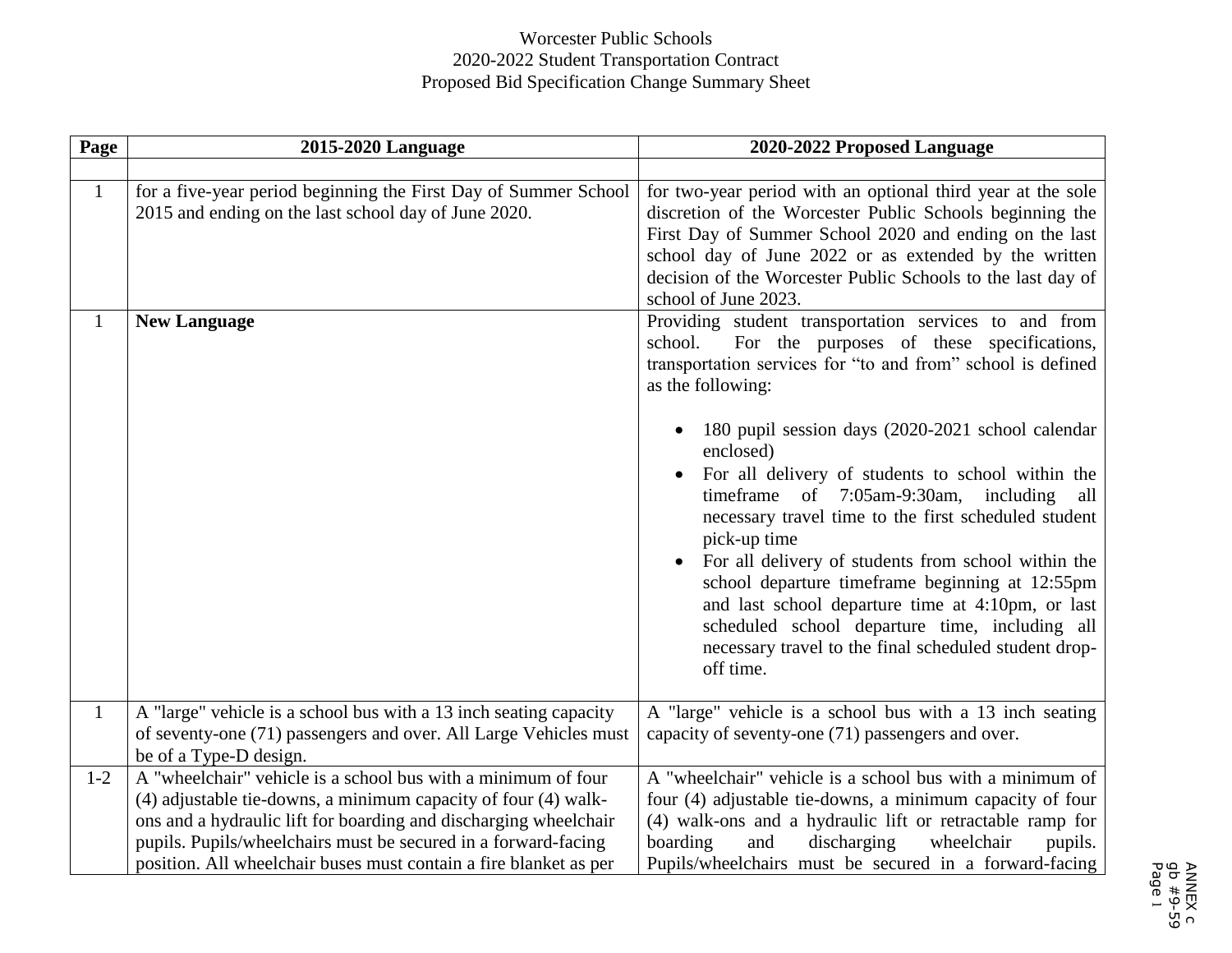Worcester Public Schools
2020-2022 Student Transportation Contract
Proposed Bid Specification Change Summary Sheet

| Page | 2015-2020 Language | 2020-2022 Proposed Language |
|---|---|---|
| | | |
| 1 | for a five-year period beginning the First Day of Summer School 2015 and ending on the last school day of June 2020. | for two-year period with an optional third year at the sole discretion of the Worcester Public Schools beginning the First Day of Summer School 2020 and ending on the last school day of June 2022 or as extended by the written decision of the Worcester Public Schools to the last day of school of June 2023. |
| 1 | **New Language** | Providing student transportation services to and from school. For the purposes of these specifications, transportation services for "to and from" school is defined as the following: <br><br> • 180 pupil session days (2020-2021 school calendar enclosed) <br> • For all delivery of students to school within the timeframe of 7:05am-9:30am, including all necessary travel time to the first scheduled student pick-up time <br> • For all delivery of students from school within the school departure timeframe beginning at 12:55pm and last school departure time at 4:10pm, or last scheduled school departure time, including all necessary travel to the final scheduled student drop-off time. |
| 1 | A "large" vehicle is a school bus with a 13 inch seating capacity of seventy-one (71) passengers and over. All Large Vehicles must be of a Type-D design. | A "large" vehicle is a school bus with a 13 inch seating capacity of seventy-one (71) passengers and over. |
| 1-2 | A "wheelchair" vehicle is a school bus with a minimum of four (4) adjustable tie-downs, a minimum capacity of four (4) walk-ons and a hydraulic lift for boarding and discharging wheelchair pupils. Pupils/wheelchairs must be secured in a forward-facing position. All wheelchair buses must contain a fire blanket as per | A "wheelchair" vehicle is a school bus with a minimum of four (4) adjustable tie-downs, a minimum capacity of four (4) walk-ons and a hydraulic lift or retractable ramp for boarding and discharging wheelchair pupils. Pupils/wheelchairs must be secured in a forward-facing |

ANNEX c
gb #9-59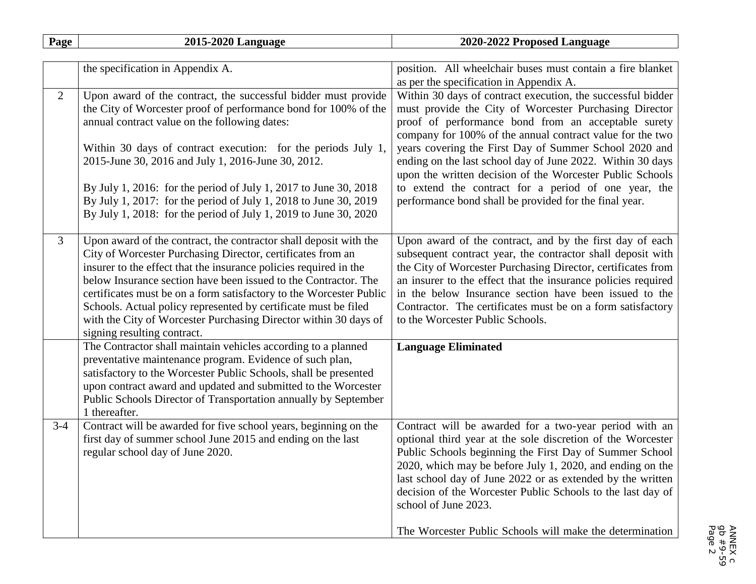| Page | 2015-2020 Language | 2020-2022 Proposed Language |
|---|---|---|
| | the specification in Appendix A. | position. All wheelchair buses must contain a fire blanket as per the specification in Appendix A. |
| 2 | Upon award of the contract, the successful bidder must provide the City of Worcester proof of performance bond for 100% of the annual contract value on the following dates:<br><br>Within 30 days of contract execution: for the periods July 1, 2015-June 30, 2016 and July 1, 2016-June 30, 2012.<br><br>By July 1, 2016: for the period of July 1, 2017 to June 30, 2018<br>By July 1, 2017: for the period of July 1, 2018 to June 30, 2019<br>By July 1, 2018: for the period of July 1, 2019 to June 30, 2020 | Within 30 days of contract execution, the successful bidder must provide the City of Worcester Purchasing Director proof of performance bond from an acceptable surety company for 100% of the annual contract value for the two years covering the First Day of Summer School 2020 and ending on the last school day of June 2022. Within 30 days upon the written decision of the Worcester Public Schools to extend the contract for a period of one year, the performance bond shall be provided for the final year. |
| 3 | Upon award of the contract, the contractor shall deposit with the City of Worcester Purchasing Director, certificates from an insurer to the effect that the insurance policies required in the below Insurance section have been issued to the Contractor. The certificates must be on a form satisfactory to the Worcester Public Schools. Actual policy represented by certificate must be filed with the City of Worcester Purchasing Director within 30 days of signing resulting contract. | Upon award of the contract, and by the first day of each subsequent contract year, the contractor shall deposit with the City of Worcester Purchasing Director, certificates from an insurer to the effect that the insurance policies required in the below Insurance section have been issued to the Contractor. The certificates must be on a form satisfactory to the Worcester Public Schools. |
| | The Contractor shall maintain vehicles according to a planned preventative maintenance program. Evidence of such plan, satisfactory to the Worcester Public Schools, shall be presented upon contract award and updated and submitted to the Worcester Public Schools Director of Transportation annually by September 1 thereafter. | **Language Eliminated** |
| 3-4 | Contract will be awarded for five school years, beginning on the first day of summer school June 2015 and ending on the last regular school day of June 2020. | Contract will be awarded for a two-year period with an optional third year at the sole discretion of the Worcester Public Schools beginning the First Day of Summer School 2020, which may be before July 1, 2020, and ending on the last school day of June 2022 or as extended by the written decision of the Worcester Public Schools to the last day of school of June 2023.<br><br>The Worcester Public Schools will make the determination |

ANNEX c
gb #9-59
Page 2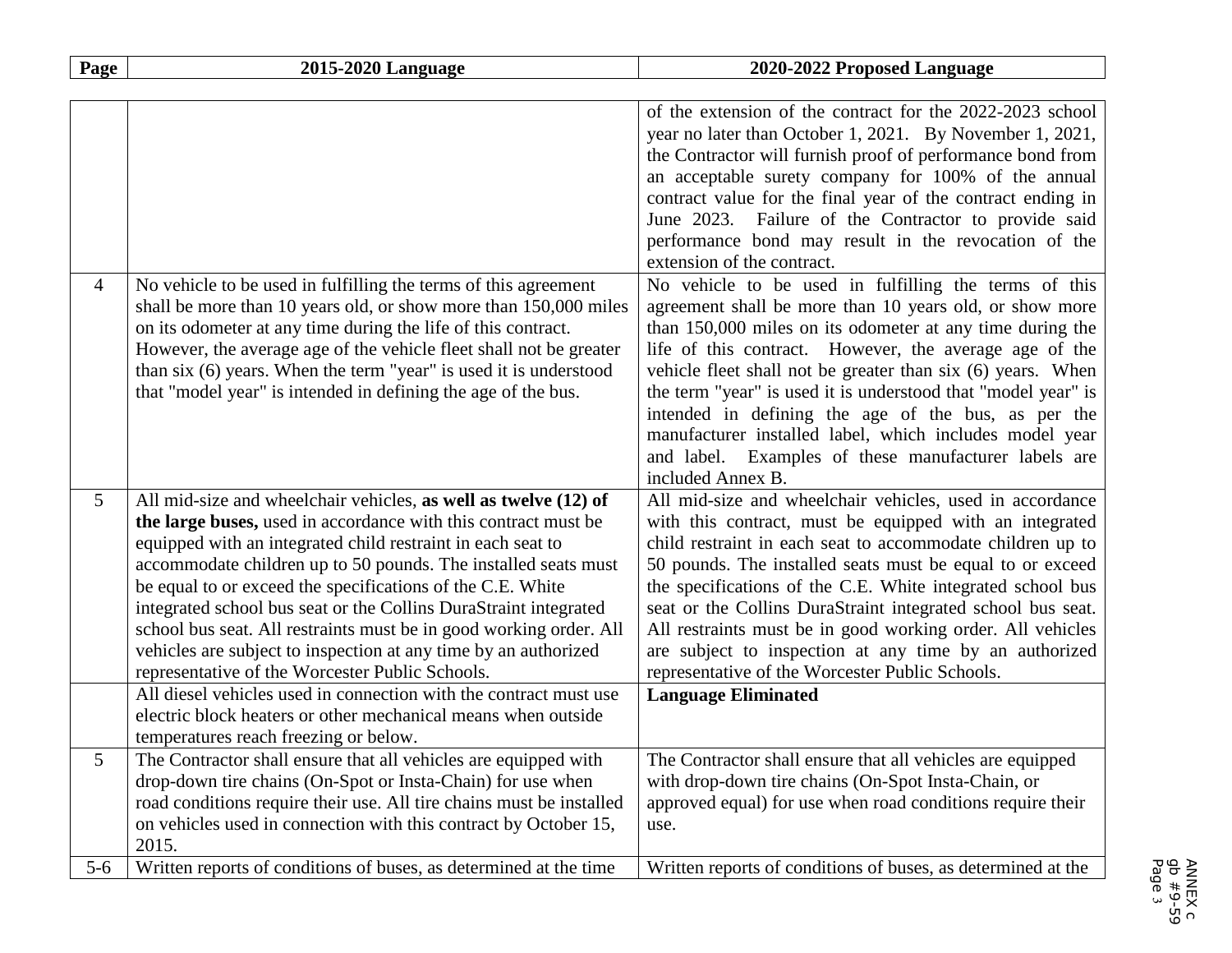| Page | 2015-2020 Language | 2020-2022 Proposed Language |
|---|---|---|
| | | of the extension of the contract for the 2022-2023 school year no later than October 1, 2021. By November 1, 2021, the Contractor will furnish proof of performance bond from an acceptable surety company for 100% of the annual contract value for the final year of the contract ending in June 2023. Failure of the Contractor to provide said performance bond may result in the revocation of the extension of the contract. |
| 4 | No vehicle to be used in fulfilling the terms of this agreement shall be more than 10 years old, or show more than 150,000 miles on its odometer at any time during the life of this contract. However, the average age of the vehicle fleet shall not be greater than six (6) years. When the term "year" is used it is understood that "model year" is intended in defining the age of the bus. | No vehicle to be used in fulfilling the terms of this agreement shall be more than 10 years old, or show more than 150,000 miles on its odometer at any time during the life of this contract. However, the average age of the vehicle fleet shall not be greater than six (6) years. When the term "year" is used it is understood that "model year" is intended in defining the age of the bus, as per the manufacturer installed label, which includes model year and label. Examples of these manufacturer labels are included Annex B. |
| 5 | All mid-size and wheelchair vehicles, **as well as twelve (12) of the large buses,** used in accordance with this contract must be equipped with an integrated child restraint in each seat to accommodate children up to 50 pounds. The installed seats must be equal to or exceed the specifications of the C.E. White integrated school bus seat or the Collins DuraStraint integrated school bus seat. All restraints must be in good working order. All vehicles are subject to inspection at any time by an authorized representative of the Worcester Public Schools. | All mid-size and wheelchair vehicles, used in accordance with this contract, must be equipped with an integrated child restraint in each seat to accommodate children up to 50 pounds. The installed seats must be equal to or exceed the specifications of the C.E. White integrated school bus seat or the Collins DuraStraint integrated school bus seat. All restraints must be in good working order. All vehicles are subject to inspection at any time by an authorized representative of the Worcester Public Schools. |
| | All diesel vehicles used in connection with the contract must use electric block heaters or other mechanical means when outside temperatures reach freezing or below. | **Language Eliminated** |
| 5 | The Contractor shall ensure that all vehicles are equipped with drop-down tire chains (On-Spot or Insta-Chain) for use when road conditions require their use. All tire chains must be installed on vehicles used in connection with this contract by October 15, 2015. | The Contractor shall ensure that all vehicles are equipped with drop-down tire chains (On-Spot Insta-Chain, or approved equal) for use when road conditions require their use. |
| 5-6 | Written reports of conditions of buses, as determined at the time | Written reports of conditions of buses, as determined at the |

ANNEX c
gb #9-59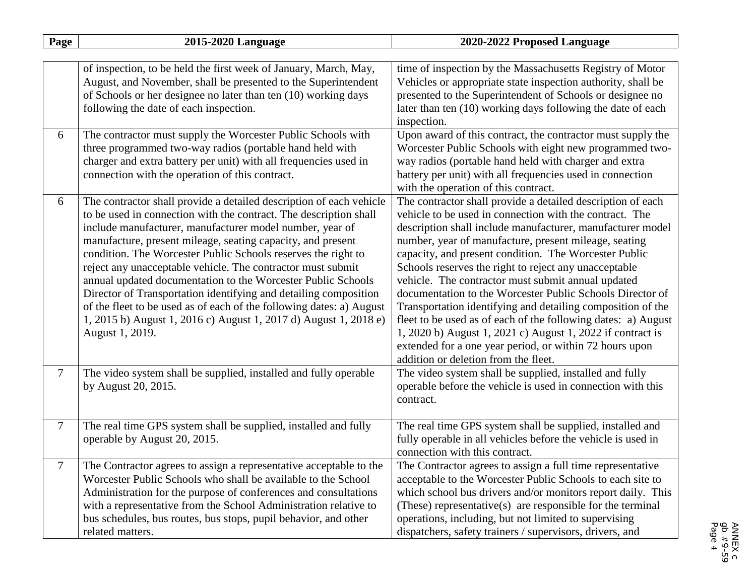| Page | 2015-2020 Language | 2020-2022 Proposed Language |
|---|---|---|
| | of inspection, to be held the first week of January, March, May, August, and November, shall be presented to the Superintendent of Schools or her designee no later than ten (10) working days following the date of each inspection. | time of inspection by the Massachusetts Registry of Motor Vehicles or appropriate state inspection authority, shall be presented to the Superintendent of Schools or designee no later than ten (10) working days following the date of each inspection. |
| 6 | The contractor must supply the Worcester Public Schools with three programmed two-way radios (portable hand held with charger and extra battery per unit) with all frequencies used in connection with the operation of this contract. | Upon award of this contract, the contractor must supply the Worcester Public Schools with eight new programmed two-way radios (portable hand held with charger and extra battery per unit) with all frequencies used in connection with the operation of this contract. |
| 6 | The contractor shall provide a detailed description of each vehicle to be used in connection with the contract. The description shall include manufacturer, manufacturer model number, year of manufacture, present mileage, seating capacity, and present condition. The Worcester Public Schools reserves the right to reject any unacceptable vehicle. The contractor must submit annual updated documentation to the Worcester Public Schools Director of Transportation identifying and detailing composition of the fleet to be used as of each of the following dates: a) August 1, 2015 b) August 1, 2016 c) August 1, 2017 d) August 1, 2018 e) August 1, 2019. | The contractor shall provide a detailed description of each vehicle to be used in connection with the contract. The description shall include manufacturer, manufacturer model number, year of manufacture, present mileage, seating capacity, and present condition. The Worcester Public Schools reserves the right to reject any unacceptable vehicle. The contractor must submit annual updated documentation to the Worcester Public Schools Director of Transportation identifying and detailing composition of the fleet to be used as of each of the following dates: a) August 1, 2020 b) August 1, 2021 c) August 1, 2022 if contract is extended for a one year period, or within 72 hours upon addition or deletion from the fleet. |
| 7 | The video system shall be supplied, installed and fully operable by August 20, 2015. | The video system shall be supplied, installed and fully operable before the vehicle is used in connection with this contract. |
| 7 | The real time GPS system shall be supplied, installed and fully operable by August 20, 2015. | The real time GPS system shall be supplied, installed and fully operable in all vehicles before the vehicle is used in connection with this contract. |
| 7 | The Contractor agrees to assign a representative acceptable to the Worcester Public Schools who shall be available to the School Administration for the purpose of conferences and consultations with a representative from the School Administration relative to bus schedules, bus routes, bus stops, pupil behavior, and other related matters. | The Contractor agrees to assign a full time representative acceptable to the Worcester Public Schools to each site to which school bus drivers and/or monitors report daily. This (These) representative(s) are responsible for the terminal operations, including, but not limited to supervising dispatchers, safety trainers / supervisors, drivers, and |

ANNEX c
gb #9-59
Page 4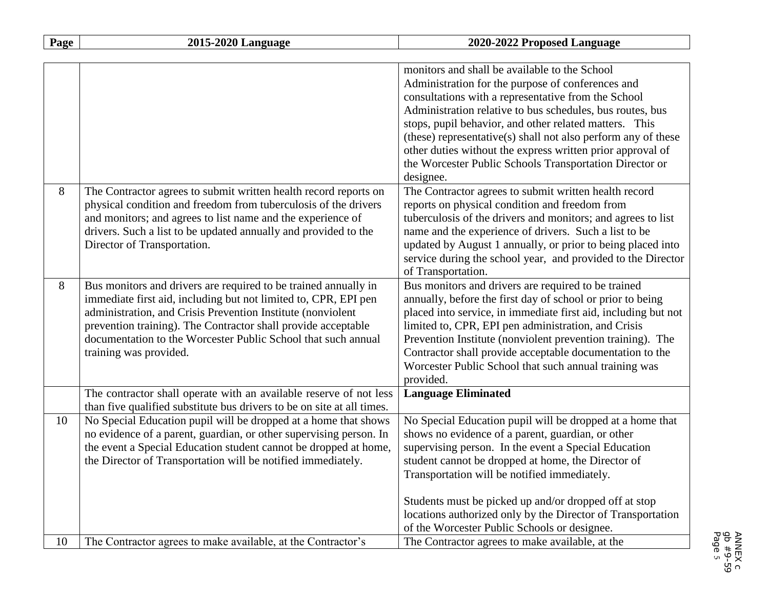| Page | 2015-2020 Language | 2020-2022 Proposed Language |
|---|---|---|
| | | monitors and shall be available to the School Administration for the purpose of conferences and consultations with a representative from the School Administration relative to bus schedules, bus routes, bus stops, pupil behavior, and other related matters. This (these) representative(s) shall not also perform any of these other duties without the express written prior approval of the Worcester Public Schools Transportation Director or designee. |
| 8 | The Contractor agrees to submit written health record reports on physical condition and freedom from tuberculosis of the drivers and monitors; and agrees to list name and the experience of drivers. Such a list to be updated annually and provided to the Director of Transportation. | The Contractor agrees to submit written health record reports on physical condition and freedom from tuberculosis of the drivers and monitors; and agrees to list name and the experience of drivers. Such a list to be updated by August 1 annually, or prior to being placed into service during the school year, and provided to the Director of Transportation. |
| 8 | Bus monitors and drivers are required to be trained annually in immediate first aid, including but not limited to, CPR, EPI pen administration, and Crisis Prevention Institute (nonviolent prevention training). The Contractor shall provide acceptable documentation to the Worcester Public School that such annual training was provided. | Bus monitors and drivers are required to be trained annually, before the first day of school or prior to being placed into service, in immediate first aid, including but not limited to, CPR, EPI pen administration, and Crisis Prevention Institute (nonviolent prevention training). The Contractor shall provide acceptable documentation to the Worcester Public School that such annual training was provided. |
| | The contractor shall operate with an available reserve of not less than five qualified substitute bus drivers to be on site at all times. | **Language Eliminated** |
| 10 | No Special Education pupil will be dropped at a home that shows no evidence of a parent, guardian, or other supervising person. In the event a Special Education student cannot be dropped at home, the Director of Transportation will be notified immediately. | No Special Education pupil will be dropped at a home that shows no evidence of a parent, guardian, or other supervising person. In the event a Special Education student cannot be dropped at home, the Director of Transportation will be notified immediately.<br><br>Students must be picked up and/or dropped off at stop locations authorized only by the Director of Transportation of the Worcester Public Schools or designee. |
| 10 | The Contractor agrees to make available, at the Contractor's | The Contractor agrees to make available, at the |

ANNEX c
gb #9-59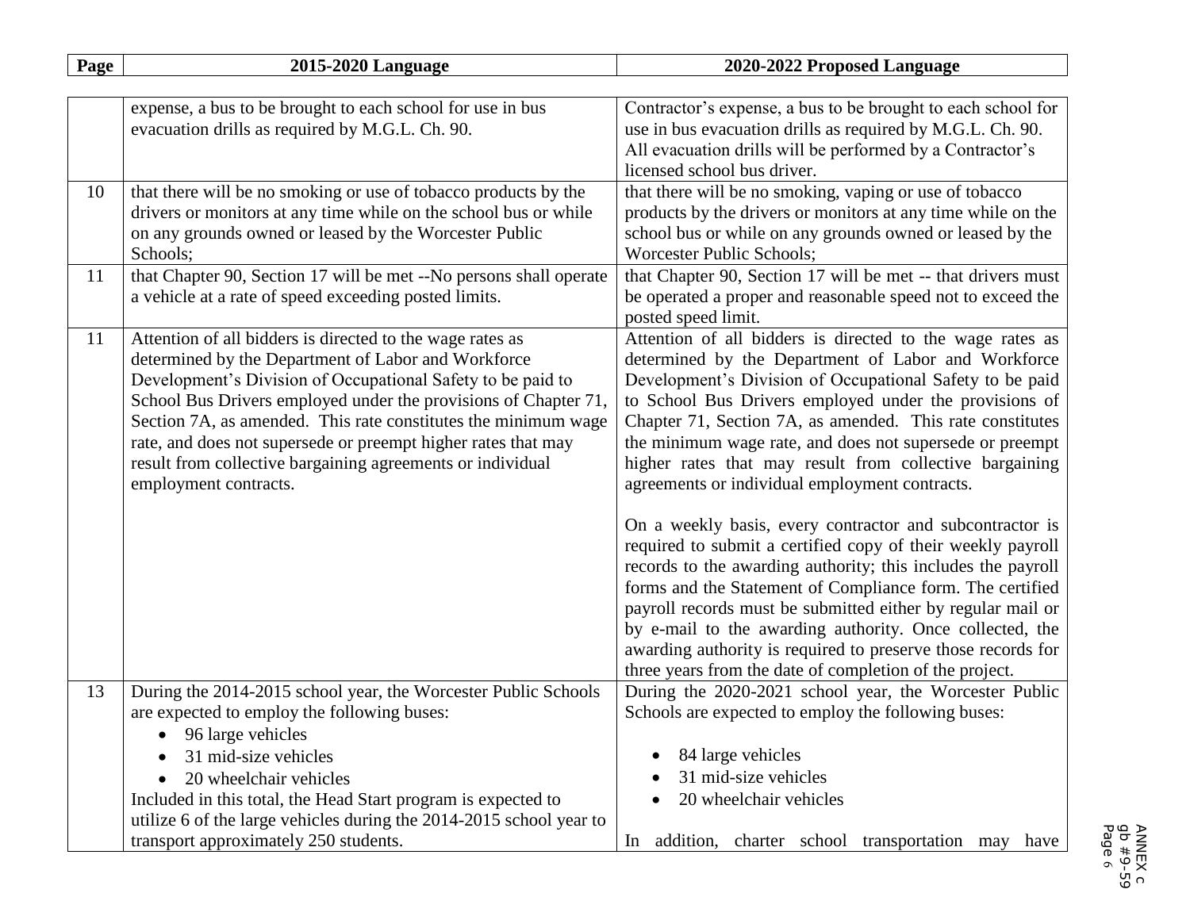| Page | 2015-2020 Language | 2020-2022 Proposed Language |
|---|---|---|
| | expense, a bus to be brought to each school for use in bus evacuation drills as required by M.G.L. Ch. 90. | Contractor's expense, a bus to be brought to each school for use in bus evacuation drills as required by M.G.L. Ch. 90. All evacuation drills will be performed by a Contractor's licensed school bus driver. |
| 10 | that there will be no smoking or use of tobacco products by the drivers or monitors at any time while on the school bus or while on any grounds owned or leased by the Worcester Public Schools; | that there will be no smoking, vaping or use of tobacco products by the drivers or monitors at any time while on the school bus or while on any grounds owned or leased by the Worcester Public Schools; |
| 11 | that Chapter 90, Section 17 will be met --No persons shall operate a vehicle at a rate of speed exceeding posted limits. | that Chapter 90, Section 17 will be met -- that drivers must be operated a proper and reasonable speed not to exceed the posted speed limit. |
| 11 | Attention of all bidders is directed to the wage rates as determined by the Department of Labor and Workforce Development's Division of Occupational Safety to be paid to School Bus Drivers employed under the provisions of Chapter 71, Section 7A, as amended. This rate constitutes the minimum wage rate, and does not supersede or preempt higher rates that may result from collective bargaining agreements or individual employment contracts. | Attention of all bidders is directed to the wage rates as determined by the Department of Labor and Workforce Development's Division of Occupational Safety to be paid to School Bus Drivers employed under the provisions of Chapter 71, Section 7A, as amended. This rate constitutes the minimum wage rate, and does not supersede or preempt higher rates that may result from collective bargaining agreements or individual employment contracts.<br><br>On a weekly basis, every contractor and subcontractor is required to submit a certified copy of their weekly payroll records to the awarding authority; this includes the payroll forms and the Statement of Compliance form. The certified payroll records must be submitted either by regular mail or by e-mail to the awarding authority. Once collected, the awarding authority is required to preserve those records for three years from the date of completion of the project. |
| 13 | During the 2014-2015 school year, the Worcester Public Schools are expected to employ the following buses:<br>• 96 large vehicles<br>• 31 mid-size vehicles<br>• 20 wheelchair vehicles<br>Included in this total, the Head Start program is expected to utilize 6 of the large vehicles during the 2014-2015 school year to transport approximately 250 students. | During the 2020-2021 school year, the Worcester Public Schools are expected to employ the following buses:<br>• 84 large vehicles<br>• 31 mid-size vehicles<br>• 20 wheelchair vehicles<br><br>In addition, charter school transportation may have |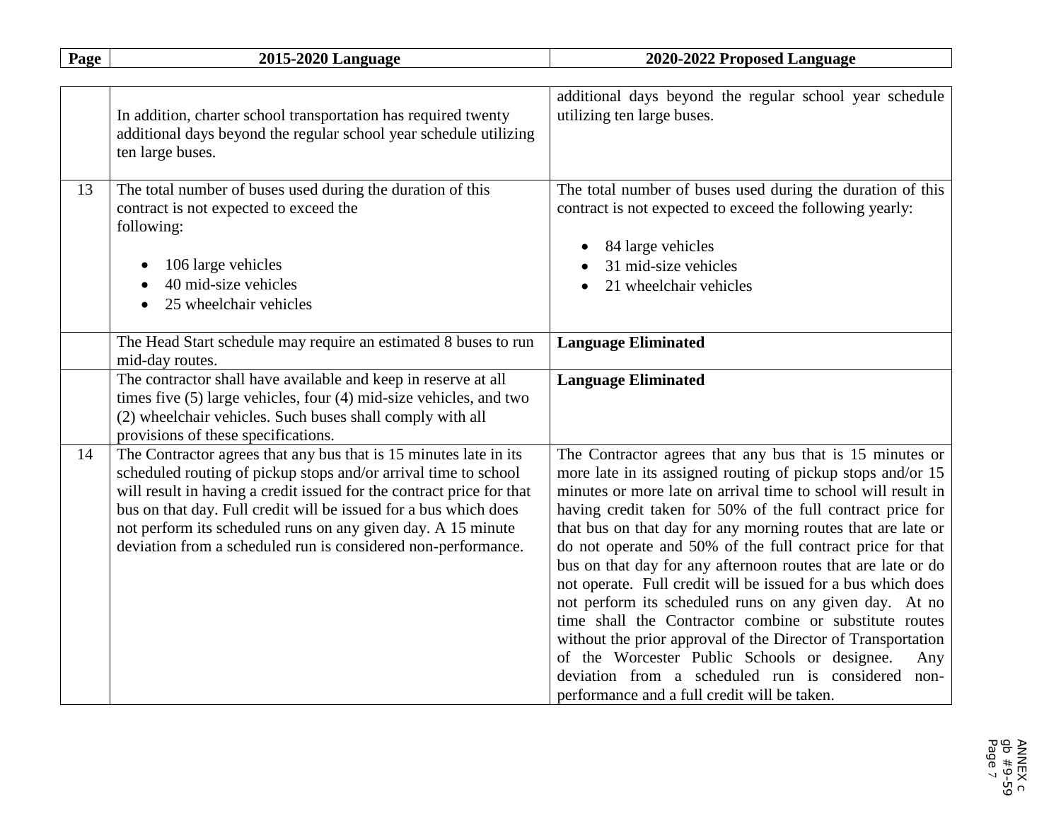| Page | 2015-2020 Language | 2020-2022 Proposed Language |
|---|---|---|
| | In addition, charter school transportation has required twenty additional days beyond the regular school year schedule utilizing ten large buses. | additional days beyond the regular school year schedule utilizing ten large buses. |
| 13 | The total number of buses used during the duration of this contract is not expected to exceed the following:<br><br>• 106 large vehicles<br>• 40 mid-size vehicles<br>• 25 wheelchair vehicles | The total number of buses used during the duration of this contract is not expected to exceed the following yearly:<br><br>• 84 large vehicles<br>• 31 mid-size vehicles<br>• 21 wheelchair vehicles |
| | The Head Start schedule may require an estimated 8 buses to run mid-day routes. | **Language Eliminated** |
| | The contractor shall have available and keep in reserve at all times five (5) large vehicles, four (4) mid-size vehicles, and two (2) wheelchair vehicles. Such buses shall comply with all provisions of these specifications. | **Language Eliminated** |
| 14 | The Contractor agrees that any bus that is 15 minutes late in its scheduled routing of pickup stops and/or arrival time to school will result in having a credit issued for the contract price for that bus on that day. Full credit will be issued for a bus which does not perform its scheduled runs on any given day. A 15 minute deviation from a scheduled run is considered non-performance. | The Contractor agrees that any bus that is 15 minutes or more late in its assigned routing of pickup stops and/or 15 minutes or more late on arrival time to school will result in having credit taken for 50% of the full contract price for that bus on that day for any morning routes that are late or do not operate and 50% of the full contract price for that bus on that day for any afternoon routes that are late or do not operate. Full credit will be issued for a bus which does not perform its scheduled runs on any given day. At no time shall the Contractor combine or substitute routes without the prior approval of the Director of Transportation of the Worcester Public Schools or designee. Any deviation from a scheduled run is considered non-performance and a full credit will be taken. |

ANNEX c
gb #9-59